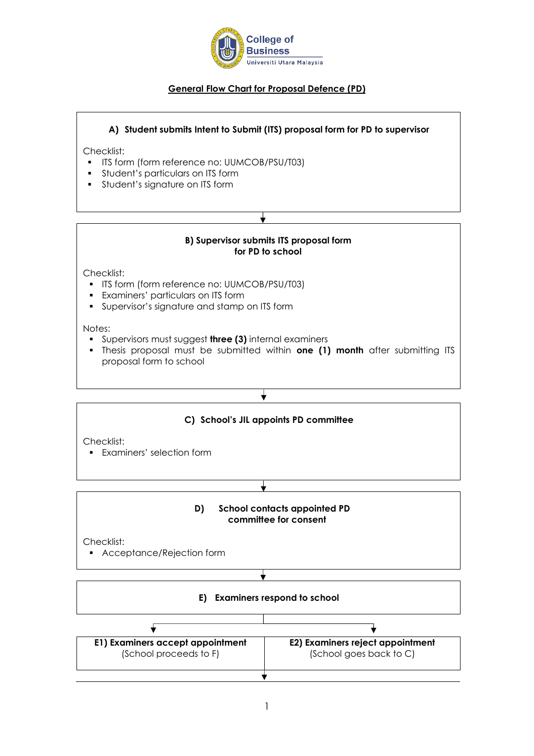College of Business
Universiti Utara Malaysia

## General Flow Chart for Proposal Defence (PD)

### A) Student submits Intent to Submit (ITS) proposal form for PD to supervisor

Checklist:

- ITS form (form reference no: UUMCOB/PSU/T03)
- Student's particulars on ITS form
- Student's signature on ITS form

↓

### B) Supervisor submits ITS proposal form for PD to school

Checklist:

- ITS form (form reference no: UUMCOB/PSU/T03)
- Examiners' particulars on ITS form
- Supervisor's signature and stamp on ITS form

Notes:

- Supervisors must suggest **three (3)** internal examiners
- Thesis proposal must be submitted within **one (1) month** after submitting ITS proposal form to school

↓

### C) School's JIL appoints PD committee

Checklist:

- Examiners' selection form

↓

### D) School contacts appointed PD committee for consent

Checklist:

- Acceptance/Rejection form

↓

### E) Examiners respond to school

| **E1) Examiners accept appointment** | **E2) Examiners reject appointment** |
|---|---|
| (School proceeds to F) | (School goes back to C) |

↓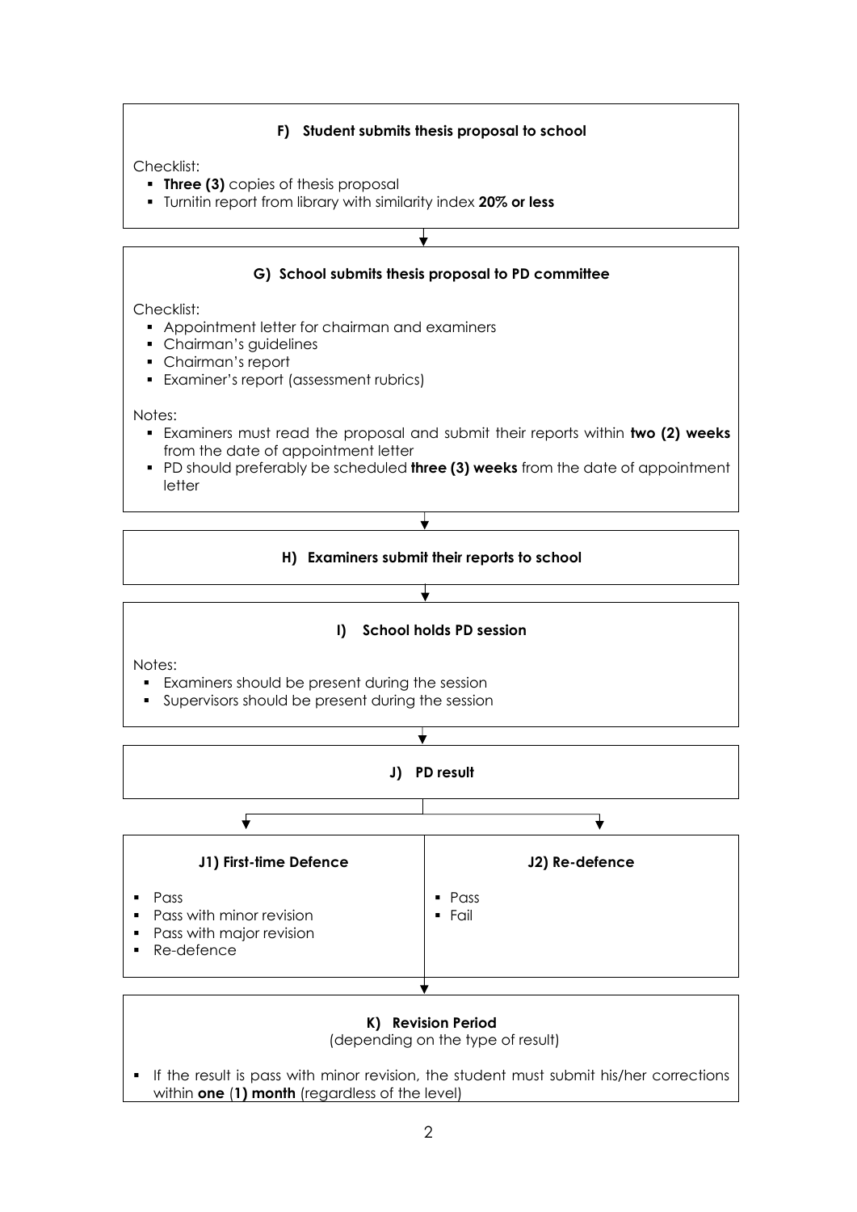### F) Student submits thesis proposal to school

Checklist:

- **Three (3)** copies of thesis proposal
- Turnitin report from library with similarity index **20% or less**

### G) School submits thesis proposal to PD committee

Checklist:

- Appointment letter for chairman and examiners
- Chairman's guidelines
- Chairman's report
- Examiner's report (assessment rubrics)

Notes:

- Examiners must read the proposal and submit their reports within **two (2) weeks** from the date of appointment letter
- PD should preferably be scheduled **three (3) weeks** from the date of appointment letter

### H) Examiners submit their reports to school

### I) School holds PD session

Notes:

- Examiners should be present during the session
- Supervisors should be present during the session

### J) PD result

| J1) First-time Defence | J2) Re-defence |
| --- | --- |
| Pass<br>Pass with minor revision<br>Pass with major revision<br>Re-defence | Pass<br>Fail |

### K) Revision Period

(depending on the type of result)

- If the result is pass with minor revision, the student must submit his/her corrections within **one (1) month** (regardless of the level)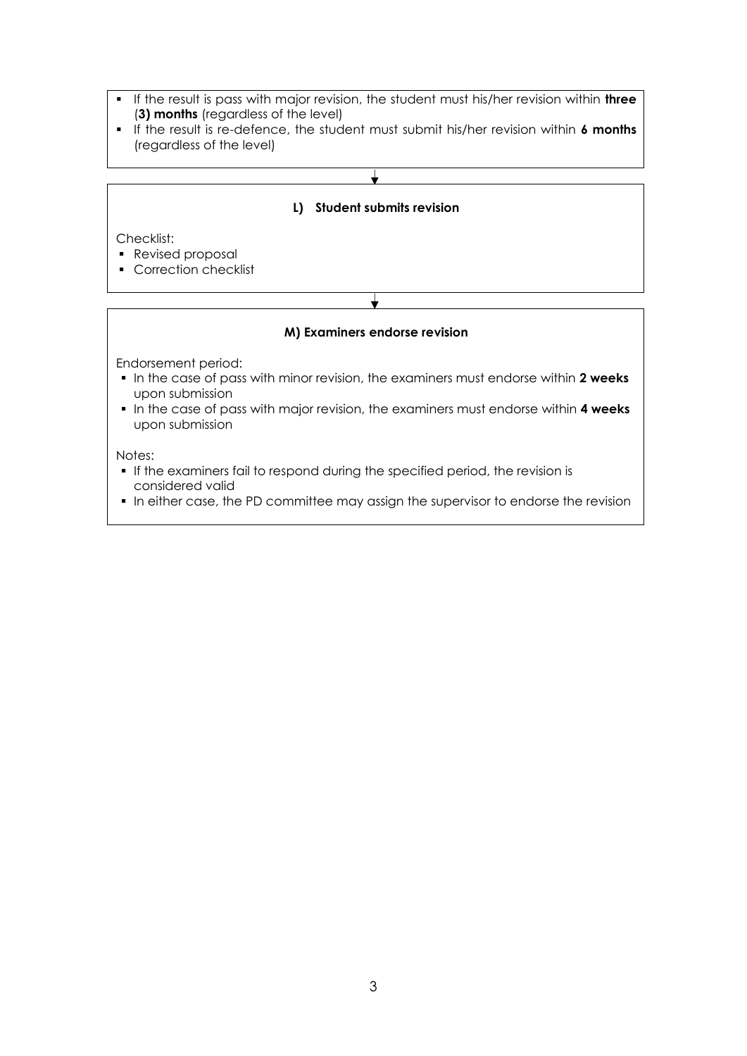- If the result is pass with major revision, the student must his/her revision within **three** (**3) months** (regardless of the level)
- If the result is re-defence, the student must submit his/her revision within **6 months** (regardless of the level)

**L) Student submits revision**

Checklist:

- Revised proposal
- Correction checklist

**M) Examiners endorse revision**

Endorsement period:

- In the case of pass with minor revision, the examiners must endorse within **2 weeks** upon submission
- In the case of pass with major revision, the examiners must endorse within **4 weeks** upon submission

Notes:

- If the examiners fail to respond during the specified period, the revision is considered valid
- In either case, the PD committee may assign the supervisor to endorse the revision